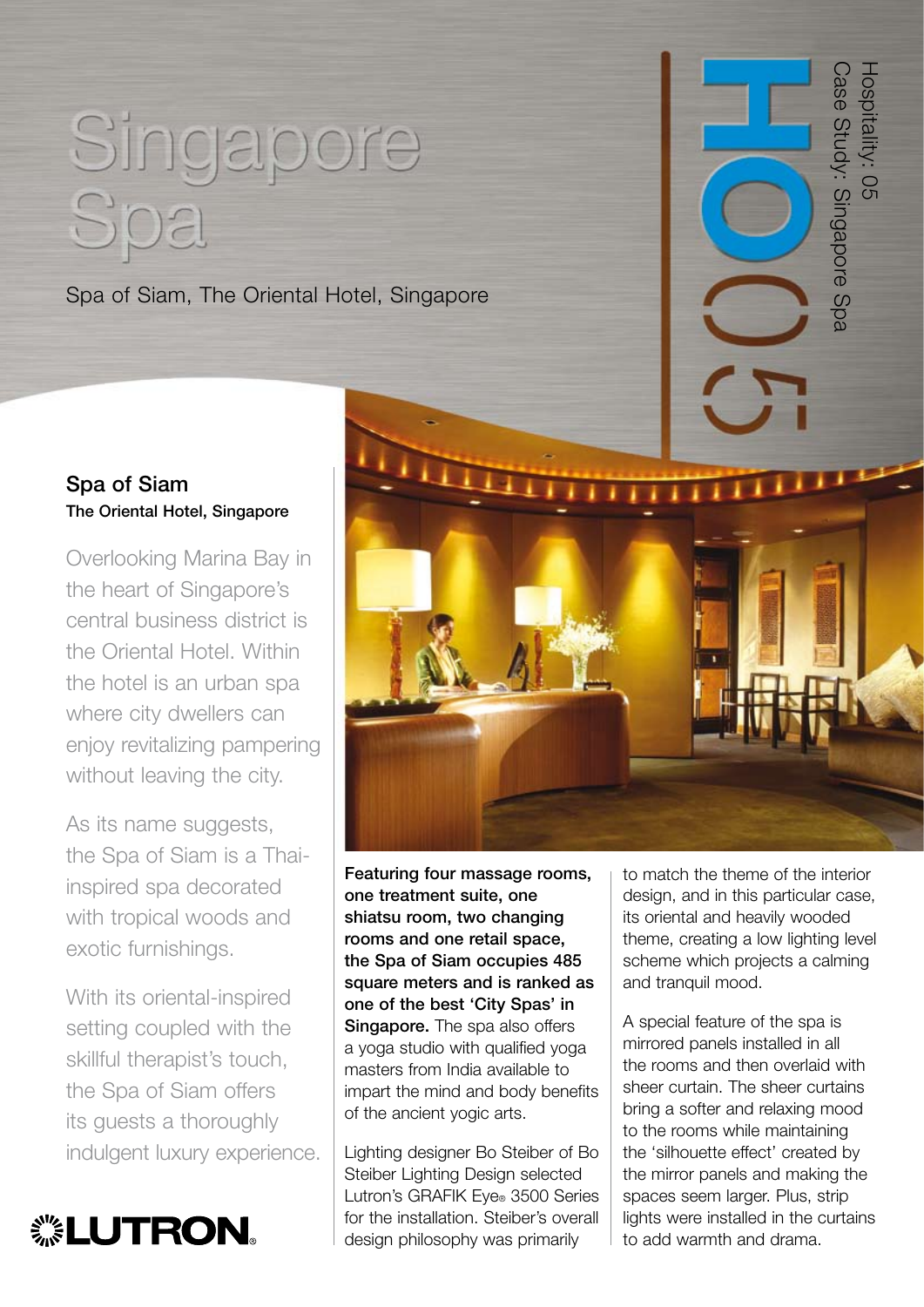Hospitality: 05
Case Study: Singapore Spa

HO05

# Singapore Spa

Spa of Siam, The Oriental Hotel, Singapore

## Spa of Siam
**The Oriental Hotel, Singapore**

Overlooking Marina Bay in the heart of Singapore's central business district is the Oriental Hotel. Within the hotel is an urban spa where city dwellers can enjoy revitalizing pampering without leaving the city.

As its name suggests, the Spa of Siam is a Thai-inspired spa decorated with tropical woods and exotic furnishings.

With its oriental-inspired setting coupled with the skillful therapist's touch, the Spa of Siam offers its guests a thoroughly indulgent luxury experience.

LUTRON

**Featuring four massage rooms, one treatment suite, one shiatsu room, two changing rooms and one retail space, the Spa of Siam occupies 485 square meters and is ranked as one of the best 'City Spas' in Singapore.** The spa also offers a yoga studio with qualified yoga masters from India available to impart the mind and body benefits of the ancient yogic arts.

Lighting designer Bo Steiber of Bo Steiber Lighting Design selected Lutron's GRAFIK Eye® 3500 Series for the installation. Steiber's overall design philosophy was primarily to match the theme of the interior design, and in this particular case, its oriental and heavily wooded theme, creating a low lighting level scheme which projects a calming and tranquil mood.

A special feature of the spa is mirrored panels installed in all the rooms and then overlaid with sheer curtain. The sheer curtains bring a softer and relaxing mood to the rooms while maintaining the 'silhouette effect' created by the mirror panels and making the spaces seem larger. Plus, strip lights were installed in the curtains to add warmth and drama.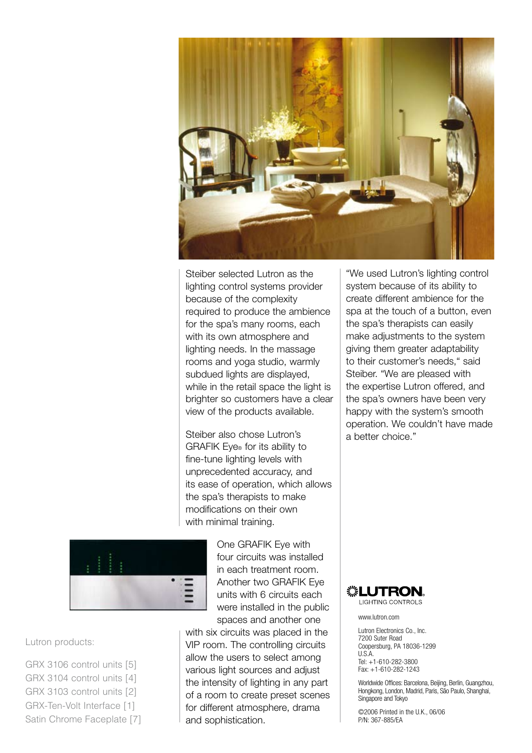Steiber selected Lutron as the lighting control systems provider because of the complexity required to produce the ambience for the spa's many rooms, each with its own atmosphere and lighting needs. In the massage rooms and yoga studio, warmly subdued lights are displayed, while in the retail space the light is brighter so customers have a clear view of the products available.

Steiber also chose Lutron's GRAFIK Eye® for its ability to fine-tune lighting levels with unprecedented accuracy, and its ease of operation, which allows the spa's therapists to make modifications on their own with minimal training.

One GRAFIK Eye with four circuits was installed in each treatment room. Another two GRAFIK Eye units with 6 circuits each were installed in the public spaces and another one with six circuits was placed in the VIP room. The controlling circuits allow the users to select among various light sources and adjust the intensity of lighting in any part of a room to create preset scenes for different atmosphere, drama and sophistication.

"We used Lutron's lighting control system because of its ability to create different ambience for the spa at the touch of a button, even the spa's therapists can easily make adjustments to the system giving them greater adaptability to their customer's needs," said Steiber. "We are pleased with the expertise Lutron offered, and the spa's owners have been very happy with the system's smooth operation. We couldn't have made a better choice."

Lutron products:

GRX 3106 control units [5]
GRX 3104 control units [4]
GRX 3103 control units [2]
GRX-Ten-Volt Interface [1]
Satin Chrome Faceplate [7]

LUTRON
LIGHTING CONTROLS

www.lutron.com

Lutron Electronics Co., Inc.
7200 Suter Road
Coopersburg, PA 18036-1299
U.S.A.
Tel: +1-610-282-3800
Fax: +1-610-282-1243

Worldwide Offices: Barcelona, Beijing, Berlin, Guangzhou, Hongkong, London, Madrid, Paris, São Paulo, Shanghai, Singapore and Tokyo

©2006 Printed in the U.K., 06/06
P/N: 367-885/EA